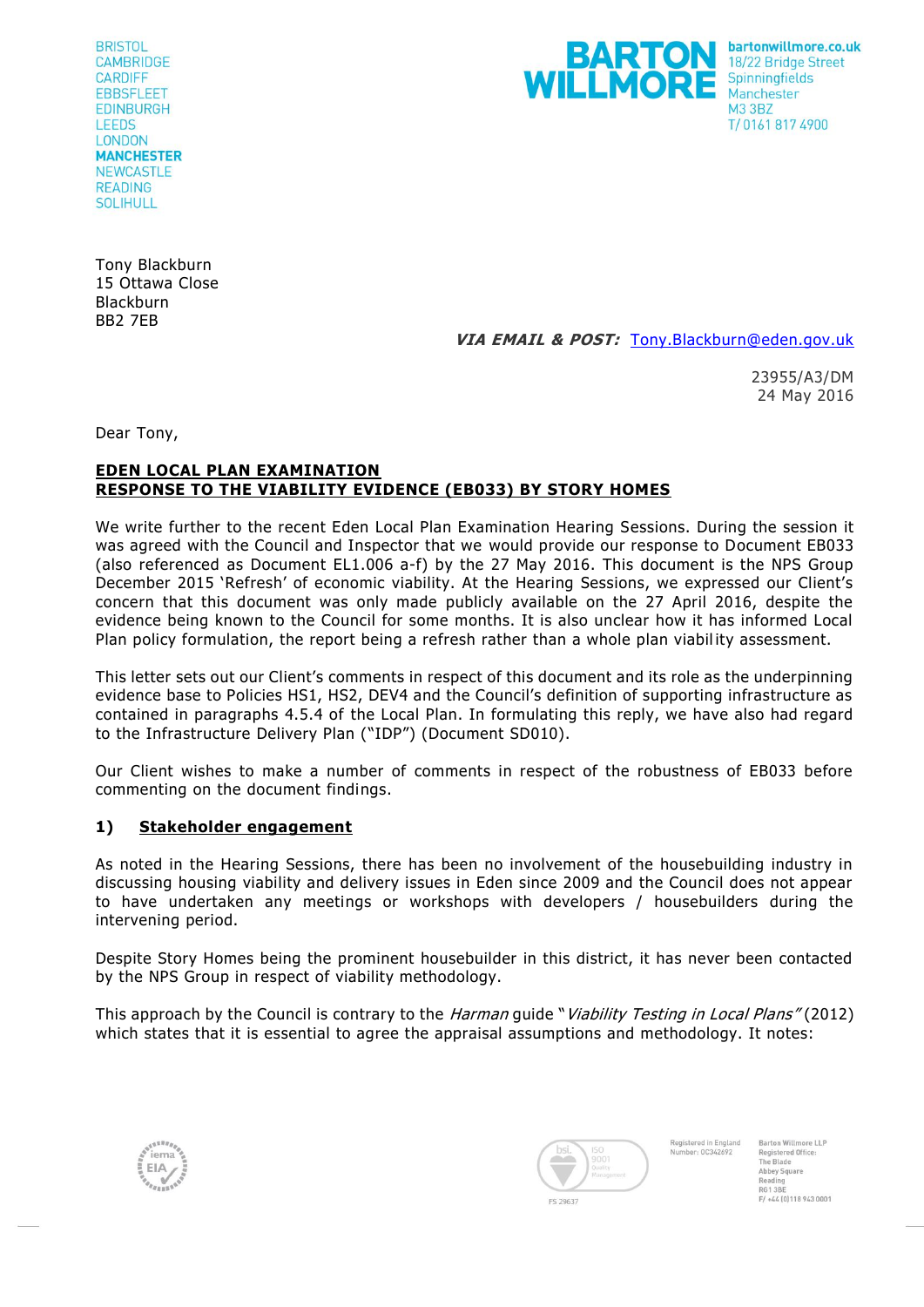BRISTOL
CAMBRIDGE
CARDIFF
EBBSFLEET
EDINBURGH
LEEDS
LONDON
**MANCHESTER**
NEWCASTLE
READING
SOLIHULL

**BARTON WILLMORE**

**bartonwillmore.co.uk**
18/22 Bridge Street
Spinningfields
Manchester
M3 3BZ
T/ 0161 817 4900

Tony Blackburn
15 Ottawa Close
Blackburn
BB2 7EB

***VIA EMAIL & POST:*** Tony.Blackburn@eden.gov.uk

23955/A3/DM
24 May 2016

Dear Tony,

**EDEN LOCAL PLAN EXAMINATION**
**RESPONSE TO THE VIABILITY EVIDENCE (EB033) BY STORY HOMES**

We write further to the recent Eden Local Plan Examination Hearing Sessions. During the session it was agreed with the Council and Inspector that we would provide our response to Document EB033 (also referenced as Document EL1.006 a-f) by the 27 May 2016. This document is the NPS Group December 2015 'Refresh' of economic viability. At the Hearing Sessions, we expressed our Client's concern that this document was only made publicly available on the 27 April 2016, despite the evidence being known to the Council for some months. It is also unclear how it has informed Local Plan policy formulation, the report being a refresh rather than a whole plan viability assessment.

This letter sets out our Client's comments in respect of this document and its role as the underpinning evidence base to Policies HS1, HS2, DEV4 and the Council's definition of supporting infrastructure as contained in paragraphs 4.5.4 of the Local Plan. In formulating this reply, we have also had regard to the Infrastructure Delivery Plan ("IDP") (Document SD010).

Our Client wishes to make a number of comments in respect of the robustness of EB033 before commenting on the document findings.

**1) Stakeholder engagement**

As noted in the Hearing Sessions, there has been no involvement of the housebuilding industry in discussing housing viability and delivery issues in Eden since 2009 and the Council does not appear to have undertaken any meetings or workshops with developers / housebuilders during the intervening period.

Despite Story Homes being the prominent housebuilder in this district, it has never been contacted by the NPS Group in respect of viability methodology.

This approach by the Council is contrary to the *Harman* guide "*Viability Testing in Local Plans"* (2012) which states that it is essential to agree the appraisal assumptions and methodology. It notes:

Registered in England Number: OC342692

Barton Willmore LLP
Registered Office:
The Blade
Abbey Square
Reading
RG1 3BE
F/ +44 (0)118 943 0001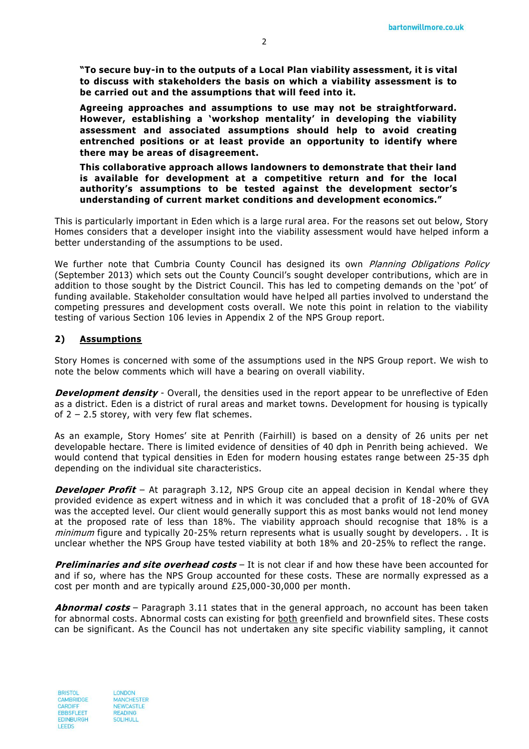**"To secure buy-in to the outputs of a Local Plan viability assessment, it is vital to discuss with stakeholders the basis on which a viability assessment is to be carried out and the assumptions that will feed into it.**

**Agreeing approaches and assumptions to use may not be straightforward. However, establishing a 'workshop mentality' in developing the viability assessment and associated assumptions should help to avoid creating entrenched positions or at least provide an opportunity to identify where there may be areas of disagreement.**

**This collaborative approach allows landowners to demonstrate that their land is available for development at a competitive return and for the local authority's assumptions to be tested against the development sector's understanding of current market conditions and development economics."**

This is particularly important in Eden which is a large rural area. For the reasons set out below, Story Homes considers that a developer insight into the viability assessment would have helped inform a better understanding of the assumptions to be used.

We further note that Cumbria County Council has designed its own *Planning Obligations Policy* (September 2013) which sets out the County Council's sought developer contributions, which are in addition to those sought by the District Council. This has led to competing demands on the 'pot' of funding available. Stakeholder consultation would have helped all parties involved to understand the competing pressures and development costs overall. We note this point in relation to the viability testing of various Section 106 levies in Appendix 2 of the NPS Group report.

## 2) Assumptions

Story Homes is concerned with some of the assumptions used in the NPS Group report. We wish to note the below comments which will have a bearing on overall viability.

***Development density*** - Overall, the densities used in the report appear to be unreflective of Eden as a district. Eden is a district of rural areas and market towns. Development for housing is typically of 2 – 2.5 storey, with very few flat schemes.

As an example, Story Homes' site at Penrith (Fairhill) is based on a density of 26 units per net developable hectare. There is limited evidence of densities of 40 dph in Penrith being achieved. We would contend that typical densities in Eden for modern housing estates range between 25-35 dph depending on the individual site characteristics.

***Developer Profit*** – At paragraph 3.12, NPS Group cite an appeal decision in Kendal where they provided evidence as expert witness and in which it was concluded that a profit of 18-20% of GVA was the accepted level. Our client would generally support this as most banks would not lend money at the proposed rate of less than 18%. The viability approach should recognise that 18% is a *minimum* figure and typically 20-25% return represents what is usually sought by developers. . It is unclear whether the NPS Group have tested viability at both 18% and 20-25% to reflect the range.

***Preliminaries and site overhead costs*** – It is not clear if and how these have been accounted for and if so, where has the NPS Group accounted for these costs. These are normally expressed as a cost per month and are typically around £25,000-30,000 per month.

***Abnormal costs*** – Paragraph 3.11 states that in the general approach, no account has been taken for abnormal costs. Abnormal costs can existing for <u>both</u> greenfield and brownfield sites. These costs can be significant. As the Council has not undertaken any site specific viability sampling, it cannot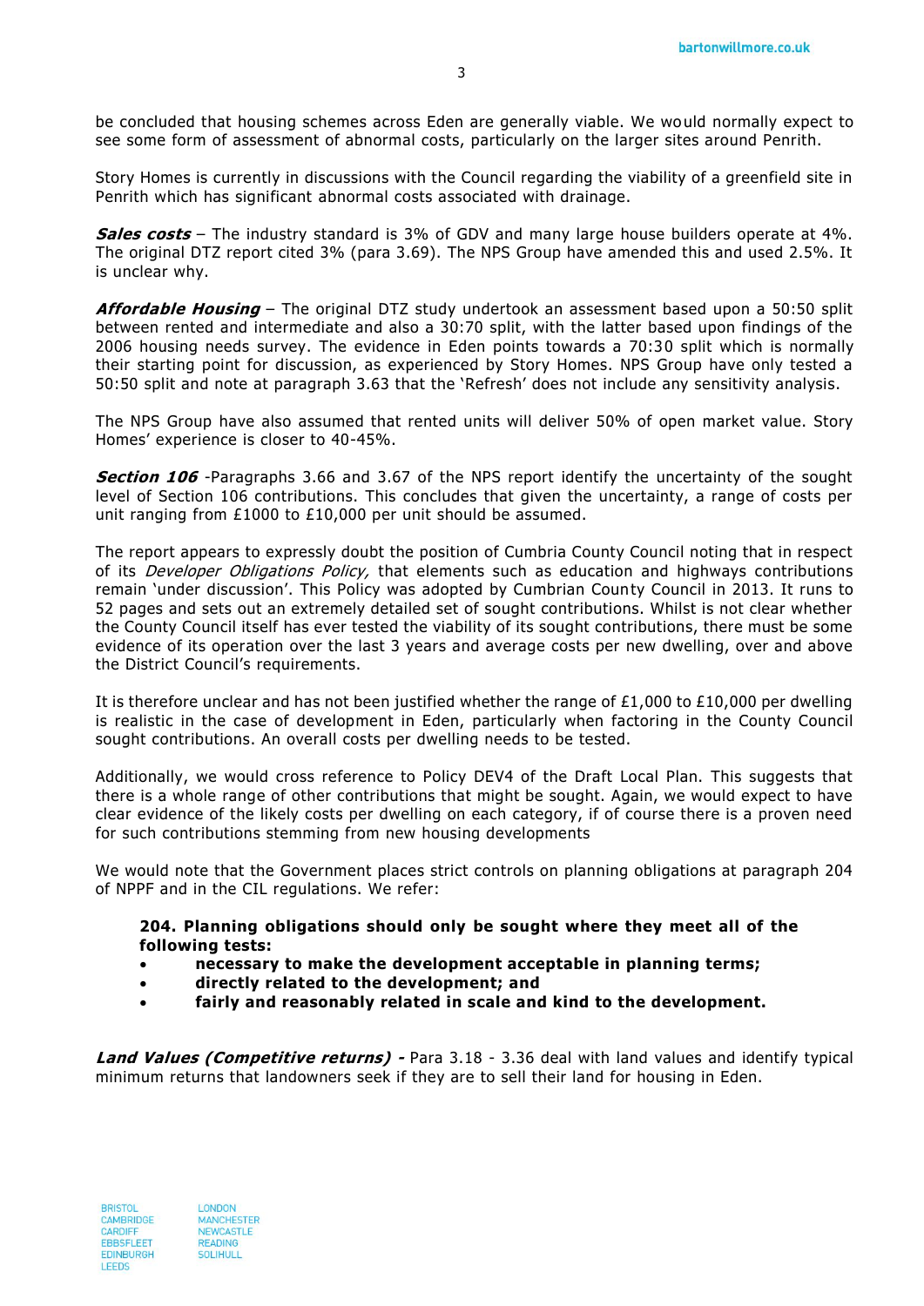be concluded that housing schemes across Eden are generally viable. We would normally expect to see some form of assessment of abnormal costs, particularly on the larger sites around Penrith.

Story Homes is currently in discussions with the Council regarding the viability of a greenfield site in Penrith which has significant abnormal costs associated with drainage.

***Sales costs*** – The industry standard is 3% of GDV and many large house builders operate at 4%. The original DTZ report cited 3% (para 3.69). The NPS Group have amended this and used 2.5%. It is unclear why.

***Affordable Housing*** – The original DTZ study undertook an assessment based upon a 50:50 split between rented and intermediate and also a 30:70 split, with the latter based upon findings of the 2006 housing needs survey. The evidence in Eden points towards a 70:30 split which is normally their starting point for discussion, as experienced by Story Homes. NPS Group have only tested a 50:50 split and note at paragraph 3.63 that the 'Refresh' does not include any sensitivity analysis.

The NPS Group have also assumed that rented units will deliver 50% of open market value. Story Homes' experience is closer to 40-45%.

***Section 106*** -Paragraphs 3.66 and 3.67 of the NPS report identify the uncertainty of the sought level of Section 106 contributions. This concludes that given the uncertainty, a range of costs per unit ranging from £1000 to £10,000 per unit should be assumed.

The report appears to expressly doubt the position of Cumbria County Council noting that in respect of its *Developer Obligations Policy,* that elements such as education and highways contributions remain 'under discussion'. This Policy was adopted by Cumbrian County Council in 2013. It runs to 52 pages and sets out an extremely detailed set of sought contributions. Whilst is not clear whether the County Council itself has ever tested the viability of its sought contributions, there must be some evidence of its operation over the last 3 years and average costs per new dwelling, over and above the District Council's requirements.

It is therefore unclear and has not been justified whether the range of £1,000 to £10,000 per dwelling is realistic in the case of development in Eden, particularly when factoring in the County Council sought contributions. An overall costs per dwelling needs to be tested.

Additionally, we would cross reference to Policy DEV4 of the Draft Local Plan. This suggests that there is a whole range of other contributions that might be sought. Again, we would expect to have clear evidence of the likely costs per dwelling on each category, if of course there is a proven need for such contributions stemming from new housing developments

We would note that the Government places strict controls on planning obligations at paragraph 204 of NPPF and in the CIL regulations. We refer:

> **204. Planning obligations should only be sought where they meet all of the following tests:**
>
> - **necessary to make the development acceptable in planning terms;**
> - **directly related to the development; and**
> - **fairly and reasonably related in scale and kind to the development.**

***Land Values (Competitive returns) -*** Para 3.18 - 3.36 deal with land values and identify typical minimum returns that landowners seek if they are to sell their land for housing in Eden.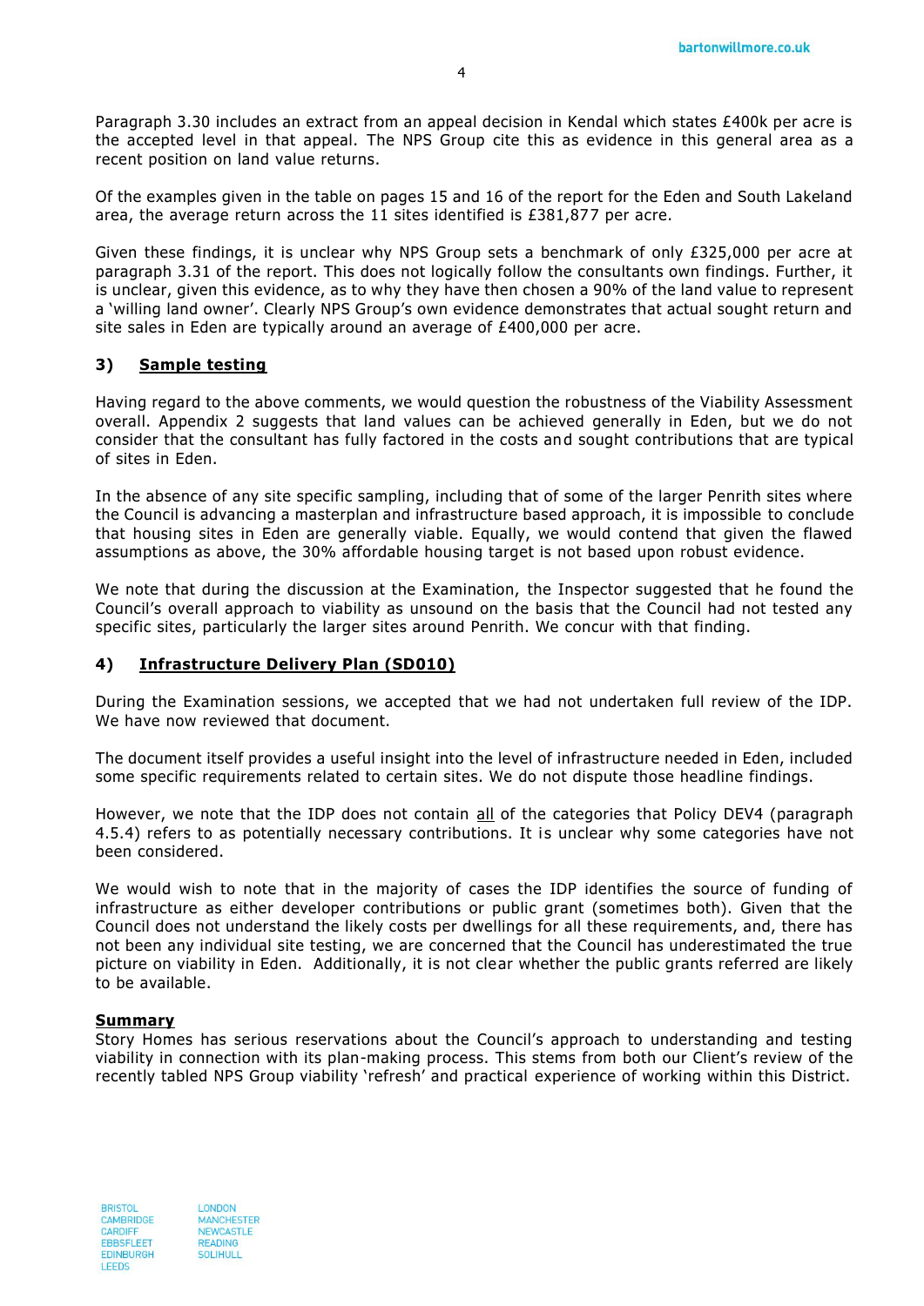Paragraph 3.30 includes an extract from an appeal decision in Kendal which states £400k per acre is the accepted level in that appeal. The NPS Group cite this as evidence in this general area as a recent position on land value returns.

Of the examples given in the table on pages 15 and 16 of the report for the Eden and South Lakeland area, the average return across the 11 sites identified is £381,877 per acre.

Given these findings, it is unclear why NPS Group sets a benchmark of only £325,000 per acre at paragraph 3.31 of the report. This does not logically follow the consultants own findings. Further, it is unclear, given this evidence, as to why they have then chosen a 90% of the land value to represent a 'willing land owner'. Clearly NPS Group's own evidence demonstrates that actual sought return and site sales in Eden are typically around an average of £400,000 per acre.

### 3) <u>Sample testing</u>

Having regard to the above comments, we would question the robustness of the Viability Assessment overall. Appendix 2 suggests that land values can be achieved generally in Eden, but we do not consider that the consultant has fully factored in the costs and sought contributions that are typical of sites in Eden.

In the absence of any site specific sampling, including that of some of the larger Penrith sites where the Council is advancing a masterplan and infrastructure based approach, it is impossible to conclude that housing sites in Eden are generally viable. Equally, we would contend that given the flawed assumptions as above, the 30% affordable housing target is not based upon robust evidence.

We note that during the discussion at the Examination, the Inspector suggested that he found the Council's overall approach to viability as unsound on the basis that the Council had not tested any specific sites, particularly the larger sites around Penrith. We concur with that finding.

### 4) <u>Infrastructure Delivery Plan (SD010)</u>

During the Examination sessions, we accepted that we had not undertaken full review of the IDP. We have now reviewed that document.

The document itself provides a useful insight into the level of infrastructure needed in Eden, included some specific requirements related to certain sites. We do not dispute those headline findings.

However, we note that the IDP does not contain <u>all</u> of the categories that Policy DEV4 (paragraph 4.5.4) refers to as potentially necessary contributions. It is unclear why some categories have not been considered.

We would wish to note that in the majority of cases the IDP identifies the source of funding of infrastructure as either developer contributions or public grant (sometimes both). Given that the Council does not understand the likely costs per dwellings for all these requirements, and, there has not been any individual site testing, we are concerned that the Council has underestimated the true picture on viability in Eden. Additionally, it is not clear whether the public grants referred are likely to be available.

**<u>Summary</u>**

Story Homes has serious reservations about the Council's approach to understanding and testing viability in connection with its plan-making process. This stems from both our Client's review of the recently tabled NPS Group viability 'refresh' and practical experience of working within this District.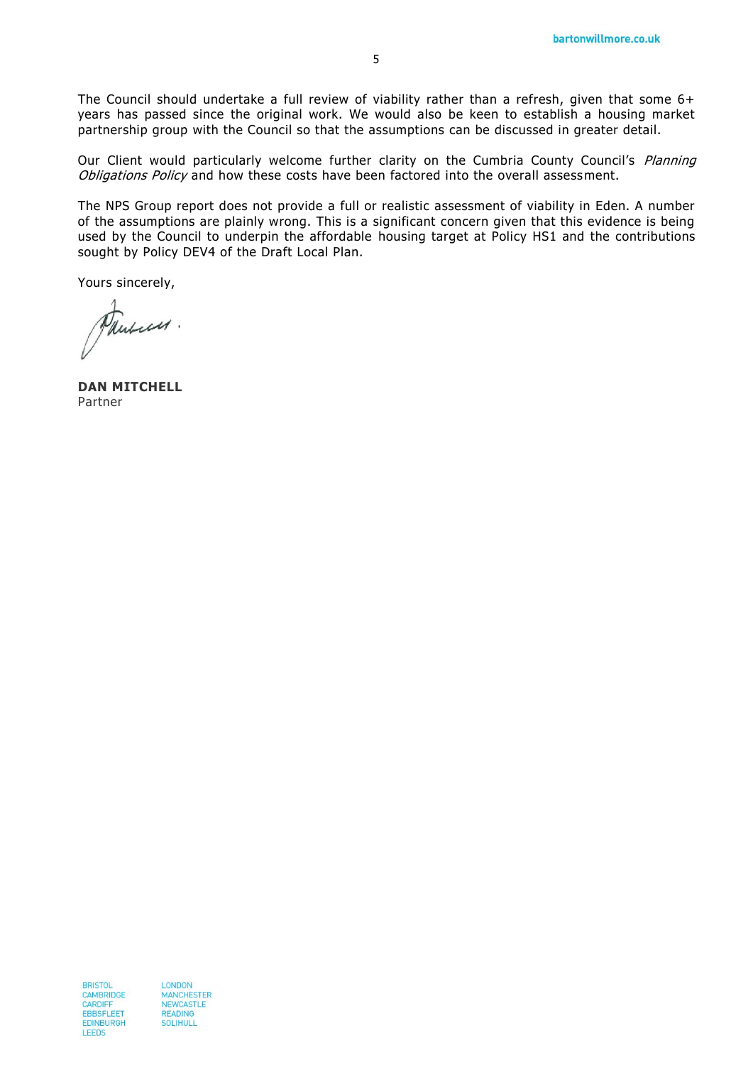The Council should undertake a full review of viability rather than a refresh, given that some 6+ years has passed since the original work. We would also be keen to establish a housing market partnership group with the Council so that the assumptions can be discussed in greater detail.

Our Client would particularly welcome further clarity on the Cumbria County Council's *Planning Obligations Policy* and how these costs have been factored into the overall assessment.

The NPS Group report does not provide a full or realistic assessment of viability in Eden. A number of the assumptions are plainly wrong. This is a significant concern given that this evidence is being used by the Council to underpin the affordable housing target at Policy HS1 and the contributions sought by Policy DEV4 of the Draft Local Plan.

Yours sincerely,

**DAN MITCHELL**
Partner